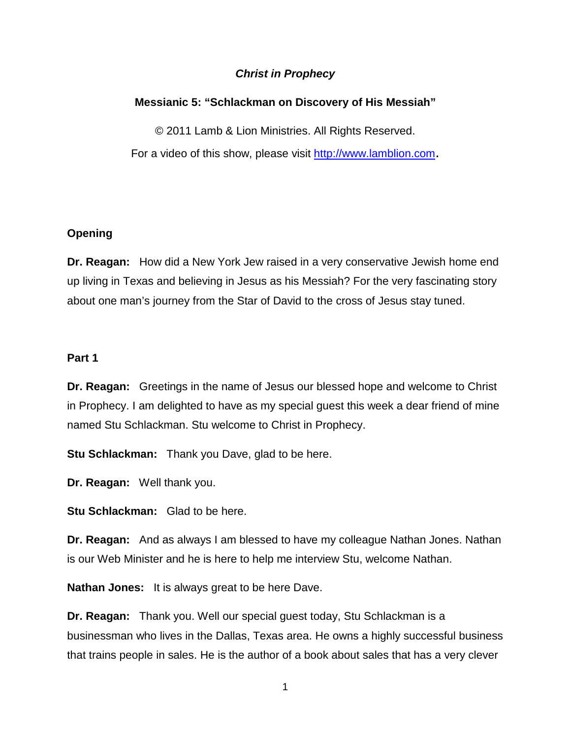# *Christ in Prophecy*

## Messianic 5: "Schlackman on Discovery of His Messiah"

© 2011 Lamb & Lion Ministries. All Rights Reserved.

For a video of this show, please visit [http://www.lamblion.com](http://www.lamblion.com).

### Opening

**Dr. Reagan:** How did a New York Jew raised in a very conservative Jewish home end up living in Texas and believing in Jesus as his Messiah? For the very fascinating story about one man's journey from the Star of David to the cross of Jesus stay tuned.

### Part 1

**Dr. Reagan:** Greetings in the name of Jesus our blessed hope and welcome to Christ in Prophecy. I am delighted to have as my special guest this week a dear friend of mine named Stu Schlackman. Stu welcome to Christ in Prophecy.

**Stu Schlackman:** Thank you Dave, glad to be here.

**Dr. Reagan:** Well thank you.

**Stu Schlackman:** Glad to be here.

**Dr. Reagan:** And as always I am blessed to have my colleague Nathan Jones. Nathan is our Web Minister and he is here to help me interview Stu, welcome Nathan.

**Nathan Jones:** It is always great to be here Dave.

**Dr. Reagan:** Thank you. Well our special guest today, Stu Schlackman is a businessman who lives in the Dallas, Texas area. He owns a highly successful business that trains people in sales. He is the author of a book about sales that has a very clever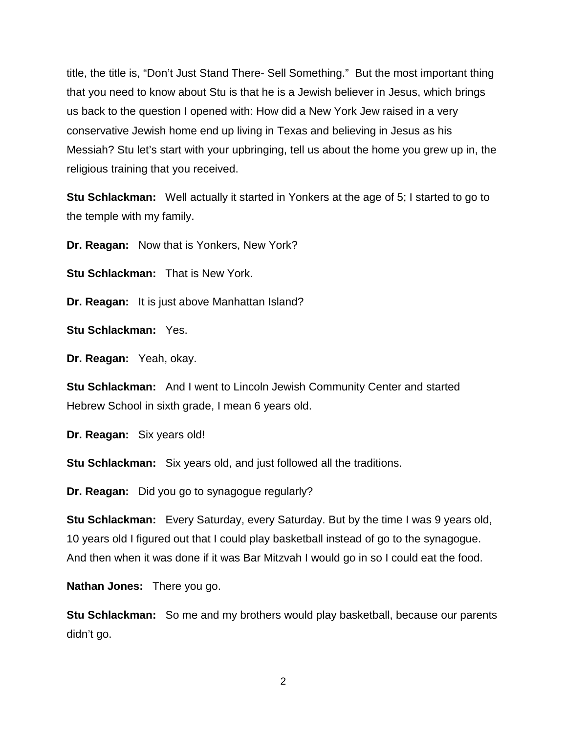title, the title is, "Don't Just Stand There- Sell Something." But the most important thing that you need to know about Stu is that he is a Jewish believer in Jesus, which brings us back to the question I opened with: How did a New York Jew raised in a very conservative Jewish home end up living in Texas and believing in Jesus as his Messiah? Stu let's start with your upbringing, tell us about the home you grew up in, the religious training that you received.

**Stu Schlackman:** Well actually it started in Yonkers at the age of 5; I started to go to the temple with my family.

**Dr. Reagan:** Now that is Yonkers, New York?

**Stu Schlackman:** That is New York.

**Dr. Reagan:** It is just above Manhattan Island?

**Stu Schlackman:** Yes.

**Dr. Reagan:** Yeah, okay.

**Stu Schlackman:** And I went to Lincoln Jewish Community Center and started Hebrew School in sixth grade, I mean 6 years old.

**Dr. Reagan:** Six years old!

**Stu Schlackman:** Six years old, and just followed all the traditions.

**Dr. Reagan:** Did you go to synagogue regularly?

**Stu Schlackman:** Every Saturday, every Saturday. But by the time I was 9 years old, 10 years old I figured out that I could play basketball instead of go to the synagogue. And then when it was done if it was Bar Mitzvah I would go in so I could eat the food.

**Nathan Jones:** There you go.

**Stu Schlackman:** So me and my brothers would play basketball, because our parents didn't go.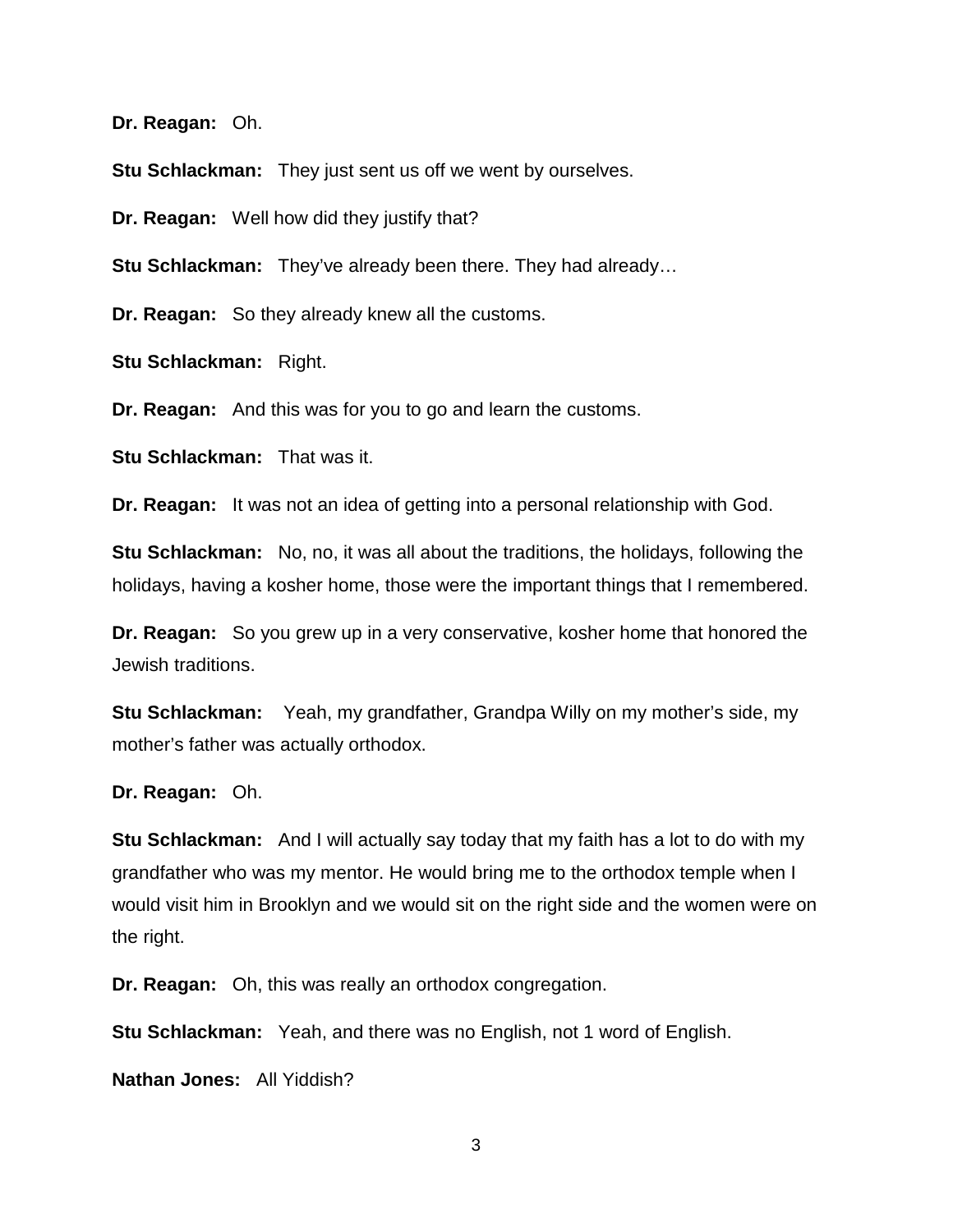**Dr. Reagan:** Oh.

**Stu Schlackman:** They just sent us off we went by ourselves.

**Dr. Reagan:** Well how did they justify that?

**Stu Schlackman:** They've already been there. They had already…

**Dr. Reagan:** So they already knew all the customs.

**Stu Schlackman:** Right.

**Dr. Reagan:** And this was for you to go and learn the customs.

**Stu Schlackman:** That was it.

**Dr. Reagan:** It was not an idea of getting into a personal relationship with God.

**Stu Schlackman:** No, no, it was all about the traditions, the holidays, following the holidays, having a kosher home, those were the important things that I remembered.

**Dr. Reagan:** So you grew up in a very conservative, kosher home that honored the Jewish traditions.

**Stu Schlackman:** Yeah, my grandfather, Grandpa Willy on my mother's side, my mother's father was actually orthodox.

**Dr. Reagan:** Oh.

**Stu Schlackman:** And I will actually say today that my faith has a lot to do with my grandfather who was my mentor. He would bring me to the orthodox temple when I would visit him in Brooklyn and we would sit on the right side and the women were on the right.

**Dr. Reagan:** Oh, this was really an orthodox congregation.

**Stu Schlackman:** Yeah, and there was no English, not 1 word of English.

**Nathan Jones:** All Yiddish?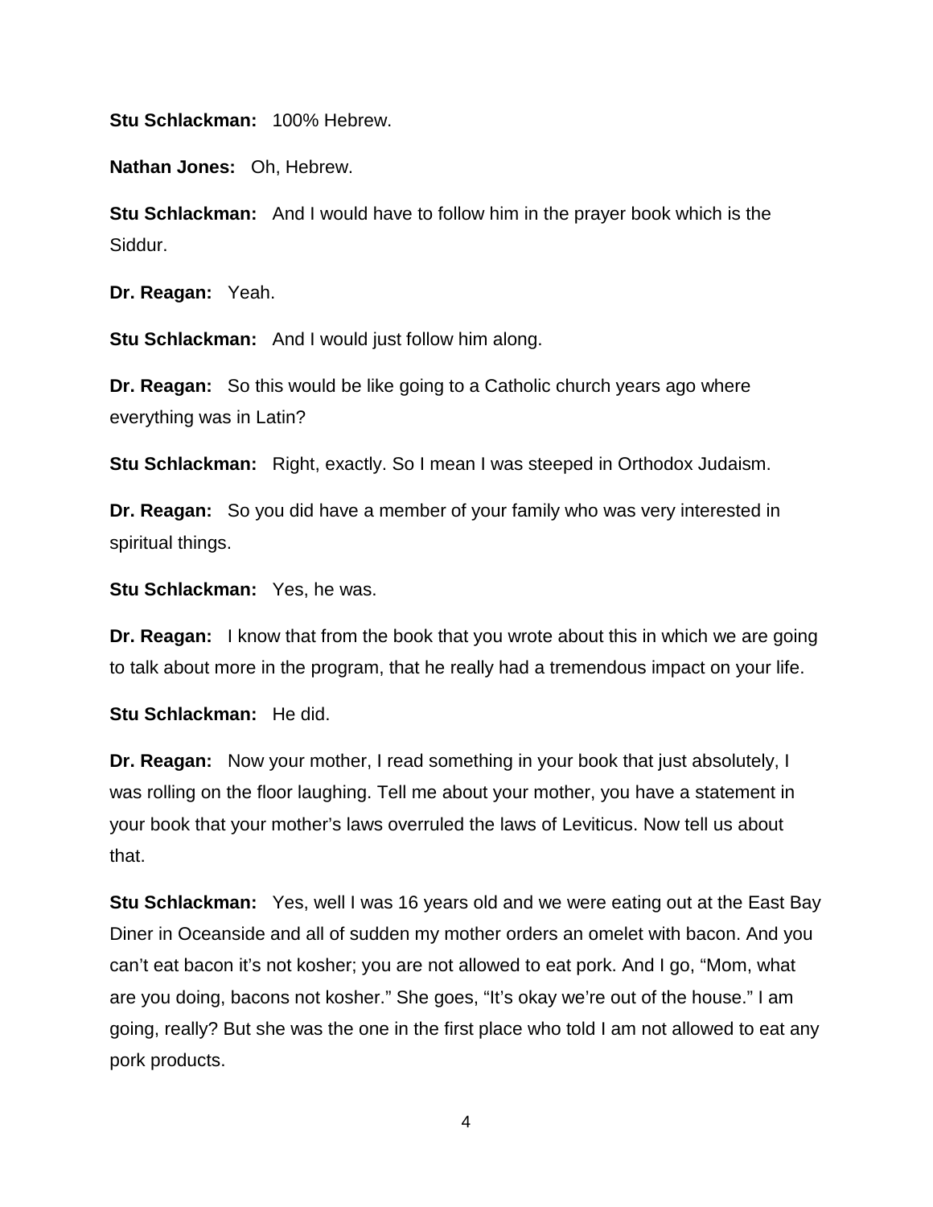**Stu Schlackman:** 100% Hebrew.

**Nathan Jones:** Oh, Hebrew.

**Stu Schlackman:** And I would have to follow him in the prayer book which is the Siddur.

**Dr. Reagan:** Yeah.

**Stu Schlackman:** And I would just follow him along.

**Dr. Reagan:** So this would be like going to a Catholic church years ago where everything was in Latin?

**Stu Schlackman:** Right, exactly. So I mean I was steeped in Orthodox Judaism.

**Dr. Reagan:** So you did have a member of your family who was very interested in spiritual things.

**Stu Schlackman:** Yes, he was.

**Dr. Reagan:** I know that from the book that you wrote about this in which we are going to talk about more in the program, that he really had a tremendous impact on your life.

**Stu Schlackman:** He did.

**Dr. Reagan:** Now your mother, I read something in your book that just absolutely, I was rolling on the floor laughing. Tell me about your mother, you have a statement in your book that your mother's laws overruled the laws of Leviticus. Now tell us about that.

**Stu Schlackman:** Yes, well I was 16 years old and we were eating out at the East Bay Diner in Oceanside and all of sudden my mother orders an omelet with bacon. And you can't eat bacon it's not kosher; you are not allowed to eat pork. And I go, "Mom, what are you doing, bacons not kosher." She goes, "It's okay we're out of the house." I am going, really? But she was the one in the first place who told I am not allowed to eat any pork products.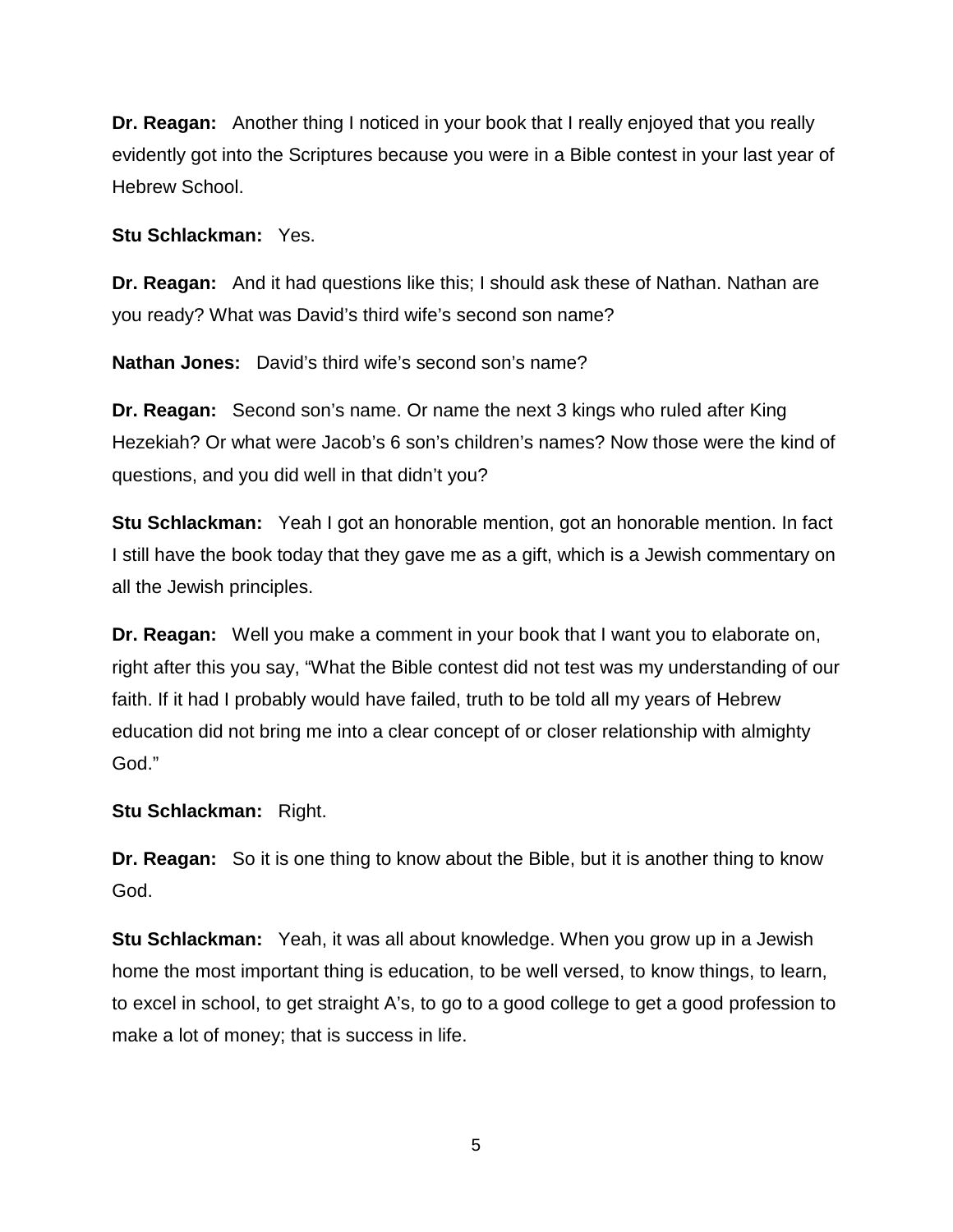**Dr. Reagan:** Another thing I noticed in your book that I really enjoyed that you really evidently got into the Scriptures because you were in a Bible contest in your last year of Hebrew School.

**Stu Schlackman:** Yes.

**Dr. Reagan:** And it had questions like this; I should ask these of Nathan. Nathan are you ready? What was David's third wife's second son name?

**Nathan Jones:** David's third wife's second son's name?

**Dr. Reagan:** Second son's name. Or name the next 3 kings who ruled after King Hezekiah? Or what were Jacob's 6 son's children's names? Now those were the kind of questions, and you did well in that didn't you?

**Stu Schlackman:** Yeah I got an honorable mention, got an honorable mention. In fact I still have the book today that they gave me as a gift, which is a Jewish commentary on all the Jewish principles.

**Dr. Reagan:** Well you make a comment in your book that I want you to elaborate on, right after this you say, "What the Bible contest did not test was my understanding of our faith. If it had I probably would have failed, truth to be told all my years of Hebrew education did not bring me into a clear concept of or closer relationship with almighty God."

**Stu Schlackman:** Right.

**Dr. Reagan:** So it is one thing to know about the Bible, but it is another thing to know God.

**Stu Schlackman:** Yeah, it was all about knowledge. When you grow up in a Jewish home the most important thing is education, to be well versed, to know things, to learn, to excel in school, to get straight A's, to go to a good college to get a good profession to make a lot of money; that is success in life.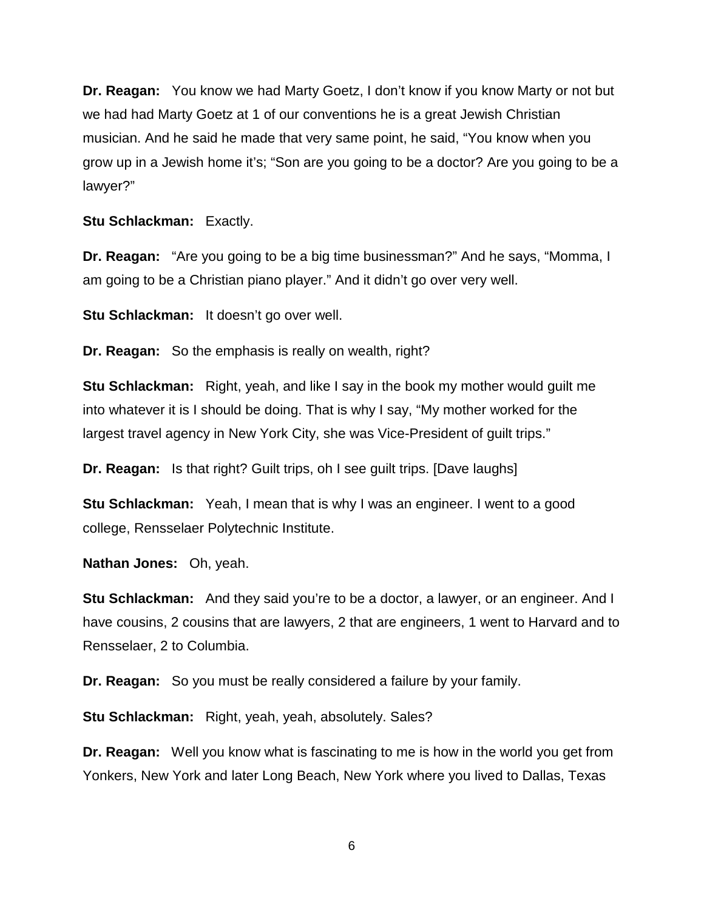**Dr. Reagan:** You know we had Marty Goetz, I don't know if you know Marty or not but we had had Marty Goetz at 1 of our conventions he is a great Jewish Christian musician. And he said he made that very same point, he said, "You know when you grow up in a Jewish home it's; "Son are you going to be a doctor? Are you going to be a lawyer?"

**Stu Schlackman:** Exactly.

**Dr. Reagan:** "Are you going to be a big time businessman?" And he says, "Momma, I am going to be a Christian piano player." And it didn't go over very well.

**Stu Schlackman:** It doesn't go over well.

**Dr. Reagan:** So the emphasis is really on wealth, right?

**Stu Schlackman:** Right, yeah, and like I say in the book my mother would guilt me into whatever it is I should be doing. That is why I say, "My mother worked for the largest travel agency in New York City, she was Vice-President of guilt trips."

**Dr. Reagan:** Is that right? Guilt trips, oh I see guilt trips. [Dave laughs]

**Stu Schlackman:** Yeah, I mean that is why I was an engineer. I went to a good college, Rensselaer Polytechnic Institute.

**Nathan Jones:** Oh, yeah.

**Stu Schlackman:** And they said you're to be a doctor, a lawyer, or an engineer. And I have cousins, 2 cousins that are lawyers, 2 that are engineers, 1 went to Harvard and to Rensselaer, 2 to Columbia.

**Dr. Reagan:** So you must be really considered a failure by your family.

**Stu Schlackman:** Right, yeah, yeah, absolutely. Sales?

**Dr. Reagan:** Well you know what is fascinating to me is how in the world you get from Yonkers, New York and later Long Beach, New York where you lived to Dallas, Texas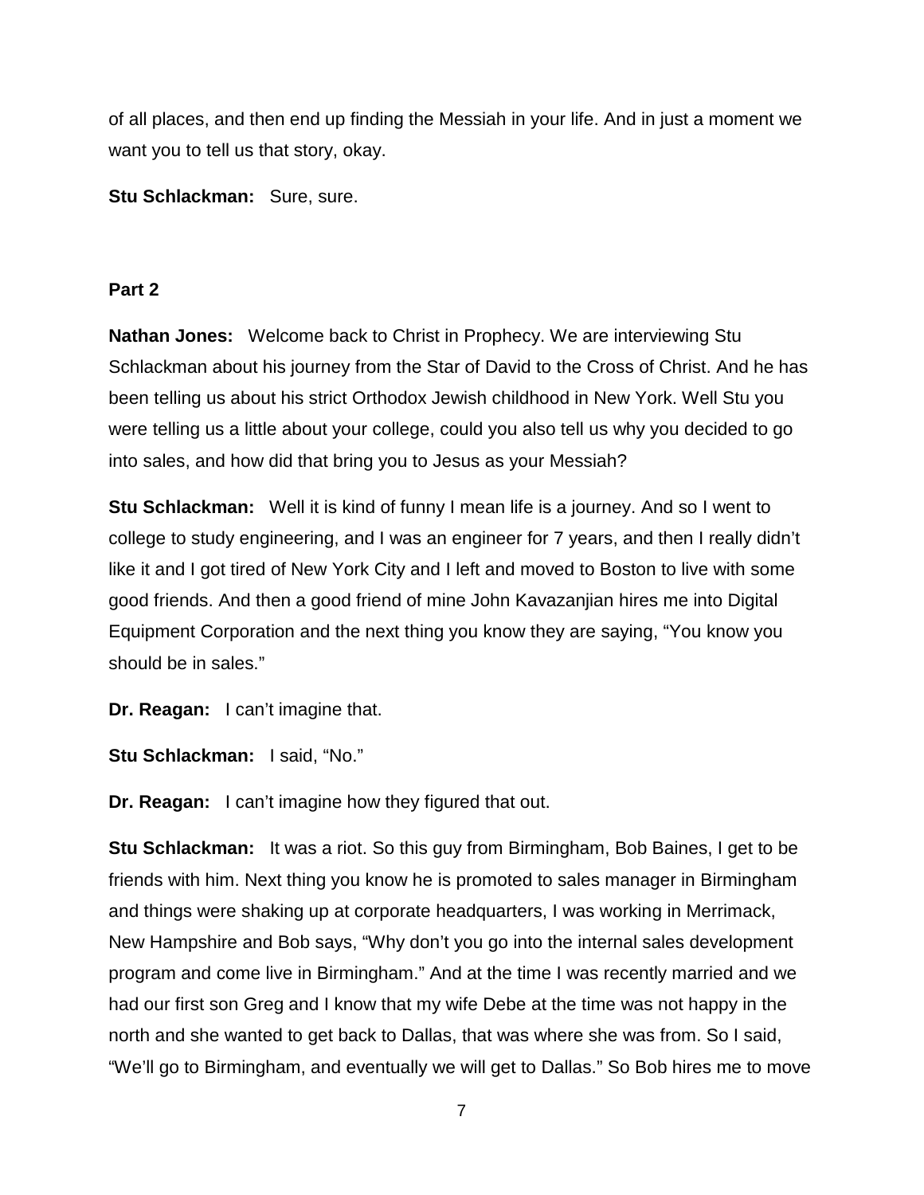of all places, and then end up finding the Messiah in your life. And in just a moment we want you to tell us that story, okay.

**Stu Schlackman:** Sure, sure.

**Part 2**

**Nathan Jones:** Welcome back to Christ in Prophecy. We are interviewing Stu Schlackman about his journey from the Star of David to the Cross of Christ. And he has been telling us about his strict Orthodox Jewish childhood in New York. Well Stu you were telling us a little about your college, could you also tell us why you decided to go into sales, and how did that bring you to Jesus as your Messiah?

**Stu Schlackman:** Well it is kind of funny I mean life is a journey. And so I went to college to study engineering, and I was an engineer for 7 years, and then I really didn't like it and I got tired of New York City and I left and moved to Boston to live with some good friends. And then a good friend of mine John Kavazanjian hires me into Digital Equipment Corporation and the next thing you know they are saying, "You know you should be in sales."

**Dr. Reagan:** I can't imagine that.

**Stu Schlackman:** I said, "No."

**Dr. Reagan:** I can't imagine how they figured that out.

**Stu Schlackman:** It was a riot. So this guy from Birmingham, Bob Baines, I get to be friends with him. Next thing you know he is promoted to sales manager in Birmingham and things were shaking up at corporate headquarters, I was working in Merrimack, New Hampshire and Bob says, "Why don't you go into the internal sales development program and come live in Birmingham." And at the time I was recently married and we had our first son Greg and I know that my wife Debe at the time was not happy in the north and she wanted to get back to Dallas, that was where she was from. So I said, "We'll go to Birmingham, and eventually we will get to Dallas." So Bob hires me to move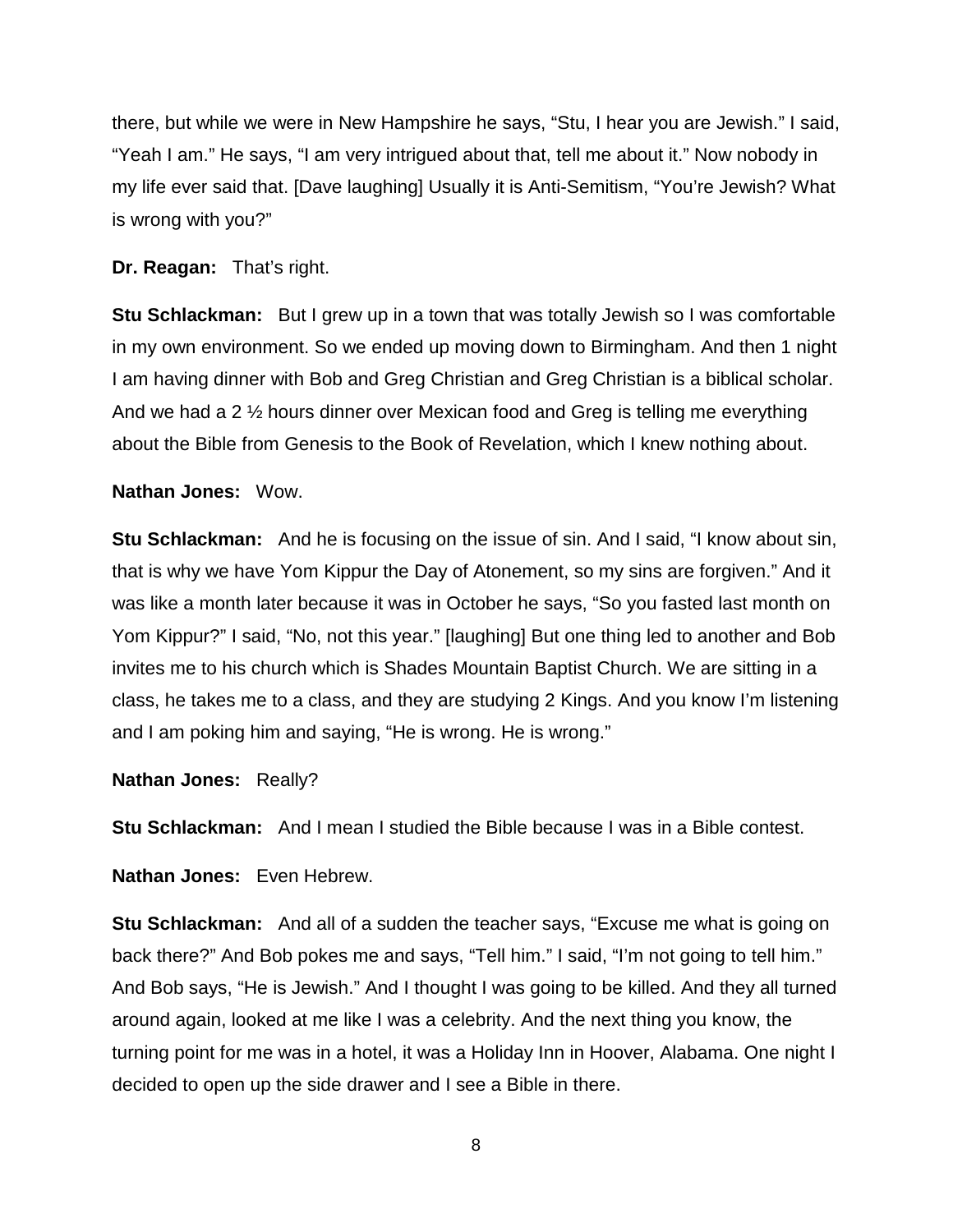there, but while we were in New Hampshire he says, “Stu, I hear you are Jewish.” I said, “Yeah I am.” He says, “I am very intrigued about that, tell me about it.” Now nobody in my life ever said that. [Dave laughing] Usually it is Anti-Semitism, “You’re Jewish? What is wrong with you?”

**Dr. Reagan:** That’s right.

**Stu Schlackman:** But I grew up in a town that was totally Jewish so I was comfortable in my own environment. So we ended up moving down to Birmingham. And then 1 night I am having dinner with Bob and Greg Christian and Greg Christian is a biblical scholar. And we had a 2 ½ hours dinner over Mexican food and Greg is telling me everything about the Bible from Genesis to the Book of Revelation, which I knew nothing about.

**Nathan Jones:** Wow.

**Stu Schlackman:** And he is focusing on the issue of sin. And I said, “I know about sin, that is why we have Yom Kippur the Day of Atonement, so my sins are forgiven.” And it was like a month later because it was in October he says, “So you fasted last month on Yom Kippur?” I said, “No, not this year.” [laughing] But one thing led to another and Bob invites me to his church which is Shades Mountain Baptist Church. We are sitting in a class, he takes me to a class, and they are studying 2 Kings. And you know I’m listening and I am poking him and saying, “He is wrong. He is wrong.”

**Nathan Jones:** Really?

**Stu Schlackman:** And I mean I studied the Bible because I was in a Bible contest.

**Nathan Jones:** Even Hebrew.

**Stu Schlackman:** And all of a sudden the teacher says, “Excuse me what is going on back there?” And Bob pokes me and says, “Tell him.” I said, “I’m not going to tell him.” And Bob says, “He is Jewish.” And I thought I was going to be killed. And they all turned around again, looked at me like I was a celebrity. And the next thing you know, the turning point for me was in a hotel, it was a Holiday Inn in Hoover, Alabama. One night I decided to open up the side drawer and I see a Bible in there.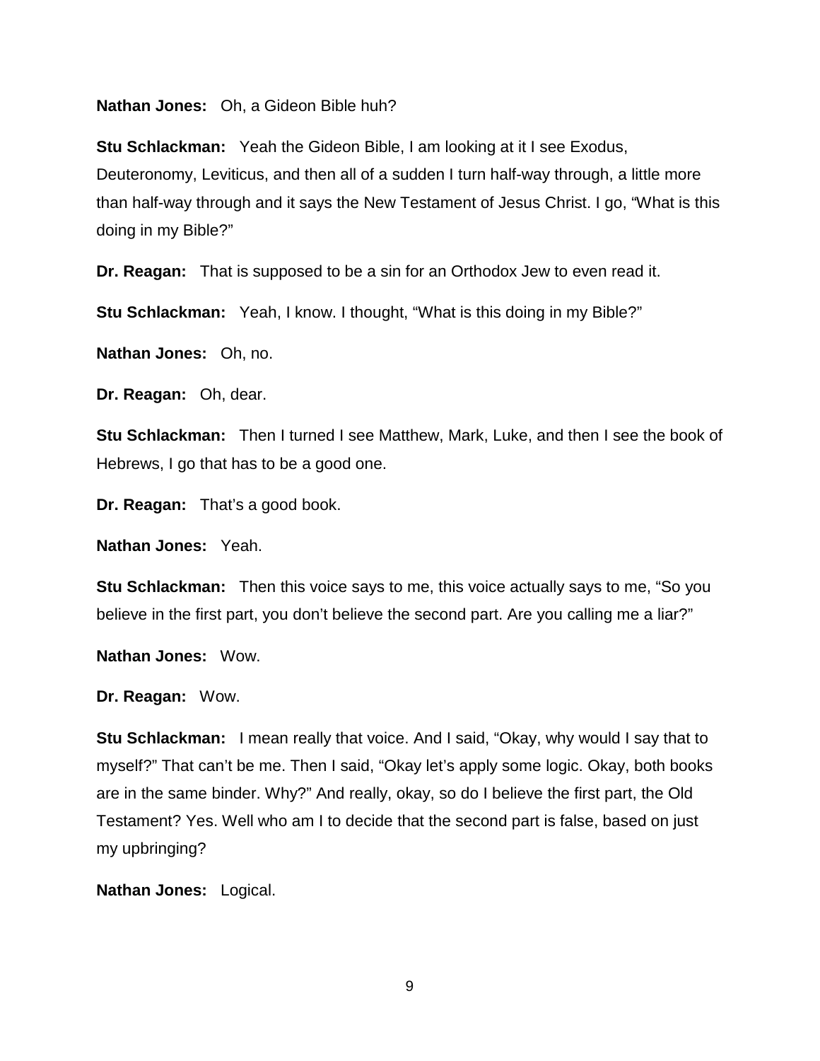**Nathan Jones:** Oh, a Gideon Bible huh?

**Stu Schlackman:** Yeah the Gideon Bible, I am looking at it I see Exodus, Deuteronomy, Leviticus, and then all of a sudden I turn half-way through, a little more than half-way through and it says the New Testament of Jesus Christ. I go, "What is this doing in my Bible?"

**Dr. Reagan:** That is supposed to be a sin for an Orthodox Jew to even read it.

**Stu Schlackman:** Yeah, I know. I thought, "What is this doing in my Bible?"

**Nathan Jones:** Oh, no.

**Dr. Reagan:** Oh, dear.

**Stu Schlackman:** Then I turned I see Matthew, Mark, Luke, and then I see the book of Hebrews, I go that has to be a good one.

**Dr. Reagan:** That's a good book.

**Nathan Jones:** Yeah.

**Stu Schlackman:** Then this voice says to me, this voice actually says to me, "So you believe in the first part, you don't believe the second part. Are you calling me a liar?"

**Nathan Jones:** Wow.

**Dr. Reagan:** Wow.

**Stu Schlackman:** I mean really that voice. And I said, "Okay, why would I say that to myself?" That can't be me. Then I said, "Okay let's apply some logic. Okay, both books are in the same binder. Why?" And really, okay, so do I believe the first part, the Old Testament? Yes. Well who am I to decide that the second part is false, based on just my upbringing?

**Nathan Jones:** Logical.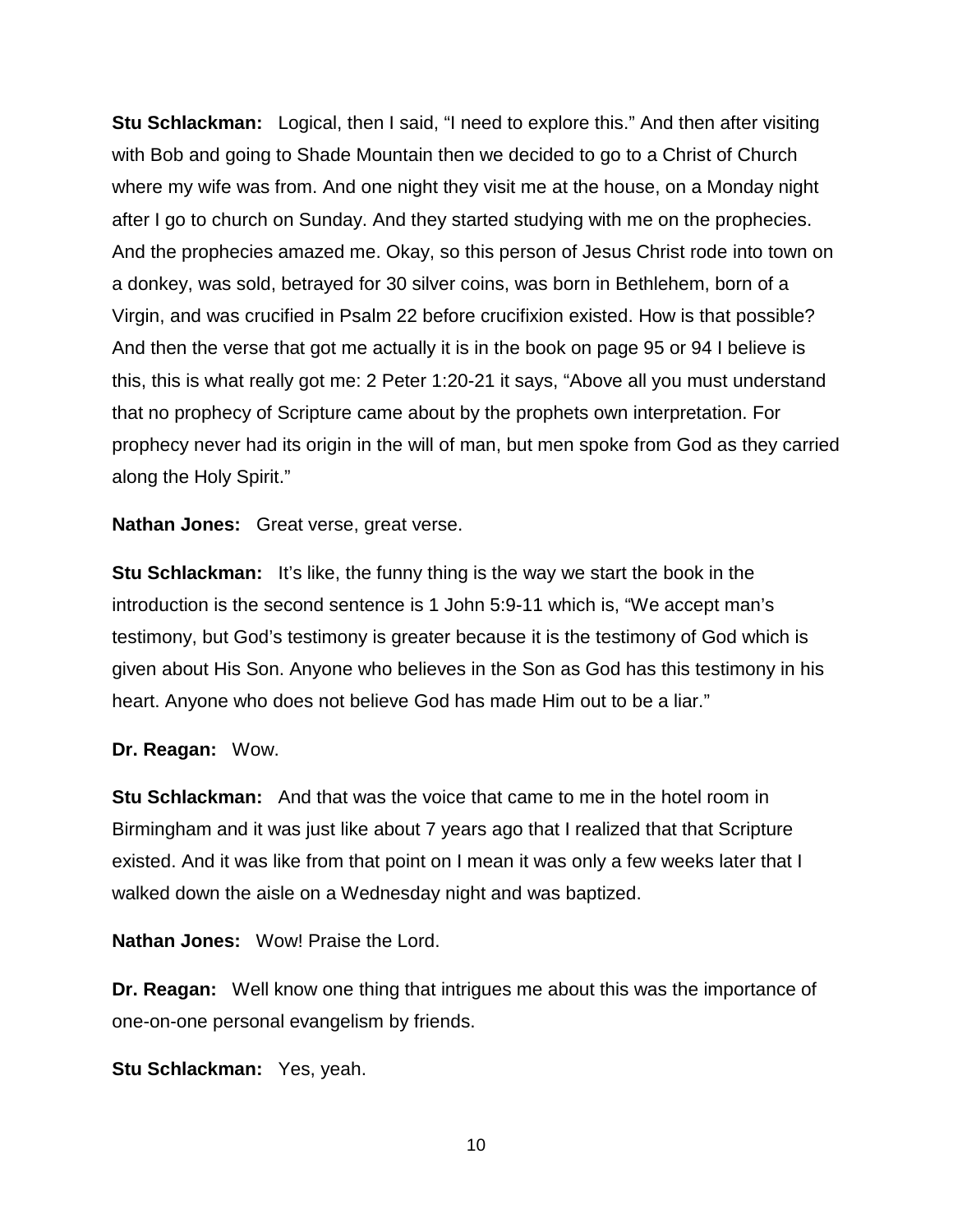**Stu Schlackman:** Logical, then I said, "I need to explore this." And then after visiting with Bob and going to Shade Mountain then we decided to go to a Christ of Church where my wife was from. And one night they visit me at the house, on a Monday night after I go to church on Sunday. And they started studying with me on the prophecies. And the prophecies amazed me. Okay, so this person of Jesus Christ rode into town on a donkey, was sold, betrayed for 30 silver coins, was born in Bethlehem, born of a Virgin, and was crucified in Psalm 22 before crucifixion existed. How is that possible? And then the verse that got me actually it is in the book on page 95 or 94 I believe is this, this is what really got me: 2 Peter 1:20-21 it says, "Above all you must understand that no prophecy of Scripture came about by the prophets own interpretation. For prophecy never had its origin in the will of man, but men spoke from God as they carried along the Holy Spirit."

**Nathan Jones:** Great verse, great verse.

**Stu Schlackman:** It's like, the funny thing is the way we start the book in the introduction is the second sentence is 1 John 5:9-11 which is, "We accept man's testimony, but God's testimony is greater because it is the testimony of God which is given about His Son. Anyone who believes in the Son as God has this testimony in his heart. Anyone who does not believe God has made Him out to be a liar."

**Dr. Reagan:** Wow.

**Stu Schlackman:** And that was the voice that came to me in the hotel room in Birmingham and it was just like about 7 years ago that I realized that that Scripture existed. And it was like from that point on I mean it was only a few weeks later that I walked down the aisle on a Wednesday night and was baptized.

**Nathan Jones:** Wow! Praise the Lord.

**Dr. Reagan:** Well know one thing that intrigues me about this was the importance of one-on-one personal evangelism by friends.

**Stu Schlackman:** Yes, yeah.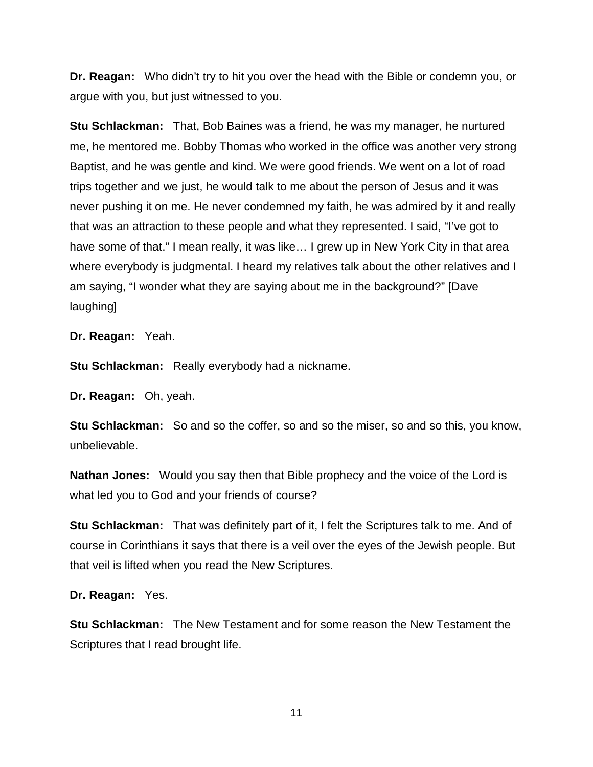**Dr. Reagan:** Who didn't try to hit you over the head with the Bible or condemn you, or argue with you, but just witnessed to you.

**Stu Schlackman:** That, Bob Baines was a friend, he was my manager, he nurtured me, he mentored me. Bobby Thomas who worked in the office was another very strong Baptist, and he was gentle and kind. We were good friends. We went on a lot of road trips together and we just, he would talk to me about the person of Jesus and it was never pushing it on me. He never condemned my faith, he was admired by it and really that was an attraction to these people and what they represented. I said, "I've got to have some of that." I mean really, it was like… I grew up in New York City in that area where everybody is judgmental. I heard my relatives talk about the other relatives and I am saying, "I wonder what they are saying about me in the background?" [Dave laughing]

**Dr. Reagan:** Yeah.

**Stu Schlackman:** Really everybody had a nickname.

**Dr. Reagan:** Oh, yeah.

**Stu Schlackman:** So and so the coffer, so and so the miser, so and so this, you know, unbelievable.

**Nathan Jones:** Would you say then that Bible prophecy and the voice of the Lord is what led you to God and your friends of course?

**Stu Schlackman:** That was definitely part of it, I felt the Scriptures talk to me. And of course in Corinthians it says that there is a veil over the eyes of the Jewish people. But that veil is lifted when you read the New Scriptures.

**Dr. Reagan:** Yes.

**Stu Schlackman:** The New Testament and for some reason the New Testament the Scriptures that I read brought life.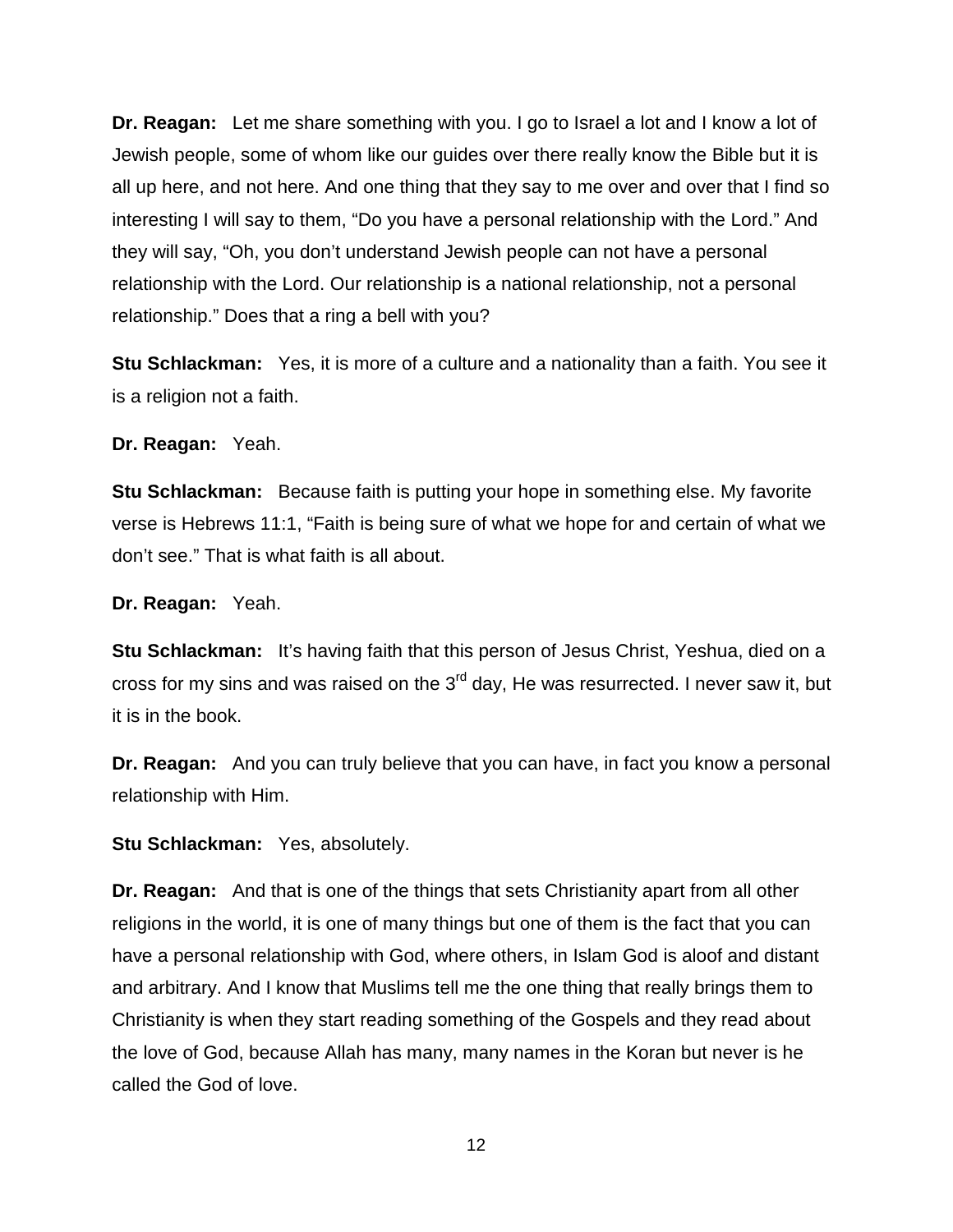**Dr. Reagan:** Let me share something with you. I go to Israel a lot and I know a lot of Jewish people, some of whom like our guides over there really know the Bible but it is all up here, and not here. And one thing that they say to me over and over that I find so interesting I will say to them, "Do you have a personal relationship with the Lord." And they will say, "Oh, you don't understand Jewish people can not have a personal relationship with the Lord. Our relationship is a national relationship, not a personal relationship." Does that a ring a bell with you?

**Stu Schlackman:** Yes, it is more of a culture and a nationality than a faith. You see it is a religion not a faith.

**Dr. Reagan:** Yeah.

**Stu Schlackman:** Because faith is putting your hope in something else. My favorite verse is Hebrews 11:1, "Faith is being sure of what we hope for and certain of what we don't see." That is what faith is all about.

**Dr. Reagan:** Yeah.

**Stu Schlackman:** It's having faith that this person of Jesus Christ, Yeshua, died on a cross for my sins and was raised on the 3rd day, He was resurrected. I never saw it, but it is in the book.

**Dr. Reagan:** And you can truly believe that you can have, in fact you know a personal relationship with Him.

**Stu Schlackman:** Yes, absolutely.

**Dr. Reagan:** And that is one of the things that sets Christianity apart from all other religions in the world, it is one of many things but one of them is the fact that you can have a personal relationship with God, where others, in Islam God is aloof and distant and arbitrary. And I know that Muslims tell me the one thing that really brings them to Christianity is when they start reading something of the Gospels and they read about the love of God, because Allah has many, many names in the Koran but never is he called the God of love.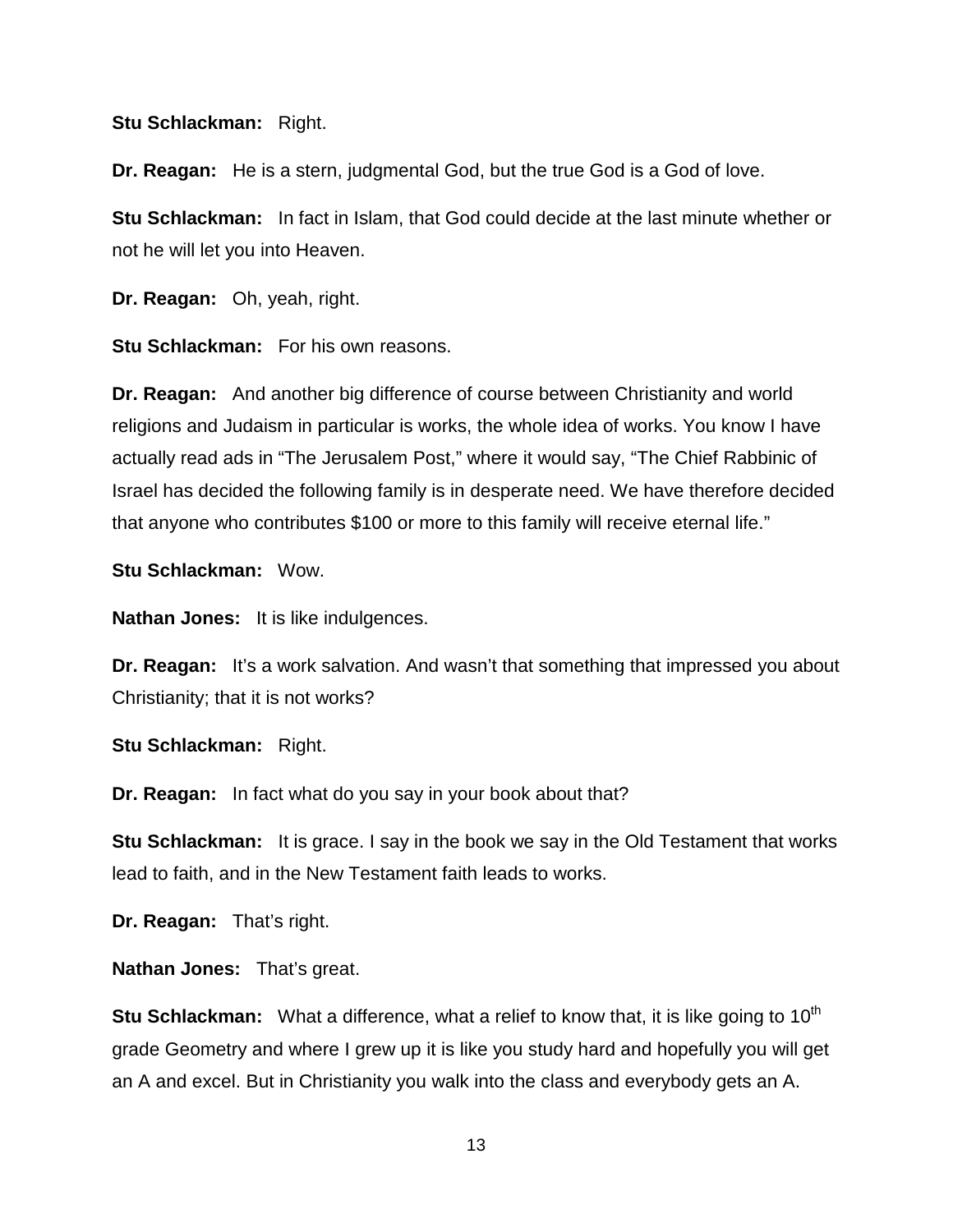**Stu Schlackman:** Right.

**Dr. Reagan:** He is a stern, judgmental God, but the true God is a God of love.

**Stu Schlackman:** In fact in Islam, that God could decide at the last minute whether or not he will let you into Heaven.

**Dr. Reagan:** Oh, yeah, right.

**Stu Schlackman:** For his own reasons.

**Dr. Reagan:** And another big difference of course between Christianity and world religions and Judaism in particular is works, the whole idea of works. You know I have actually read ads in "The Jerusalem Post," where it would say, "The Chief Rabbinic of Israel has decided the following family is in desperate need. We have therefore decided that anyone who contributes $100 or more to this family will receive eternal life."

**Stu Schlackman:** Wow.

**Nathan Jones:** It is like indulgences.

**Dr. Reagan:** It's a work salvation. And wasn't that something that impressed you about Christianity; that it is not works?

**Stu Schlackman:** Right.

**Dr. Reagan:** In fact what do you say in your book about that?

**Stu Schlackman:** It is grace. I say in the book we say in the Old Testament that works lead to faith, and in the New Testament faith leads to works.

**Dr. Reagan:** That's right.

**Nathan Jones:** That's great.

**Stu Schlackman:** What a difference, what a relief to know that, it is like going to 10th grade Geometry and where I grew up it is like you study hard and hopefully you will get an A and excel. But in Christianity you walk into the class and everybody gets an A.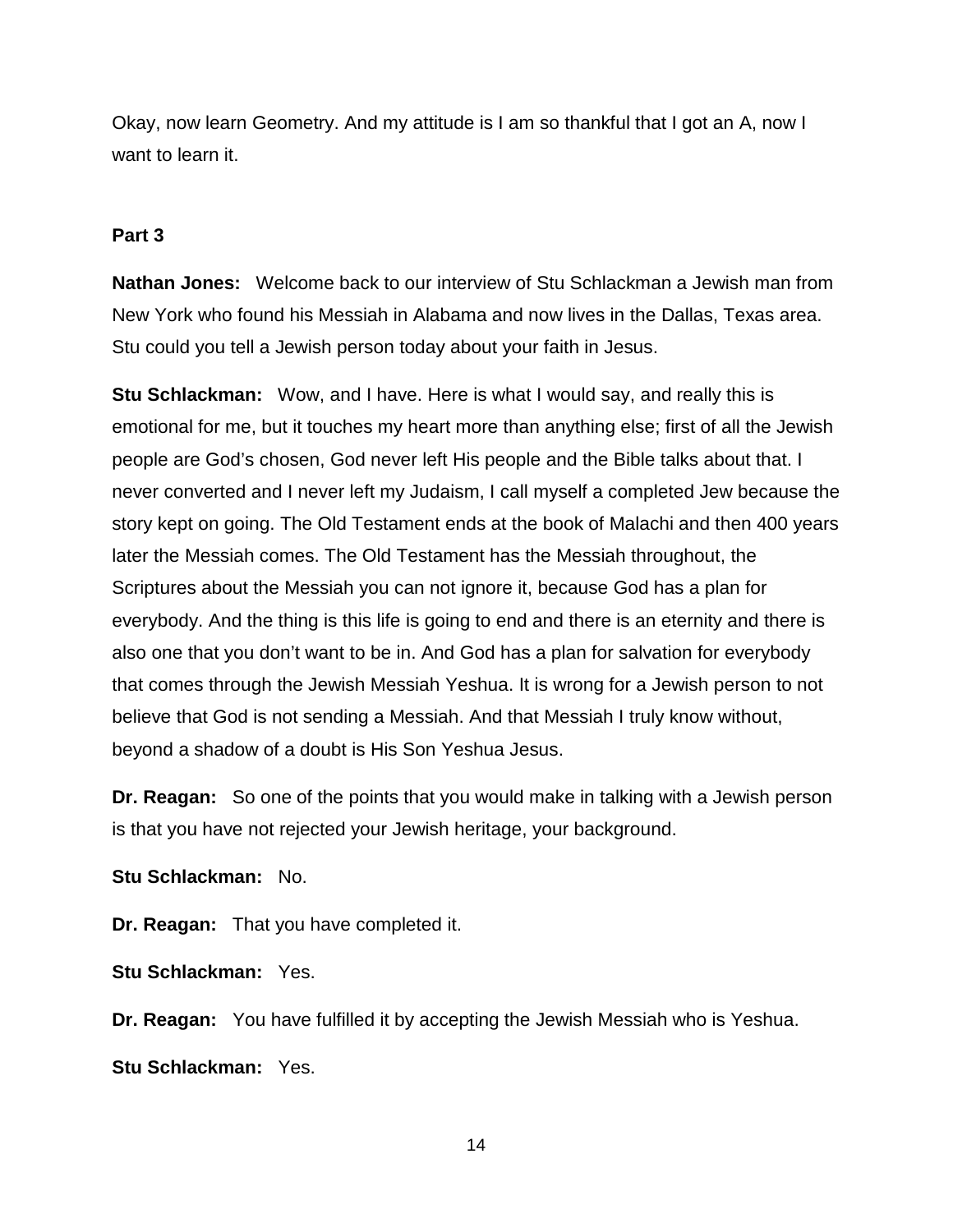Okay, now learn Geometry. And my attitude is I am so thankful that I got an A, now I want to learn it.

**Part 3**

**Nathan Jones:** Welcome back to our interview of Stu Schlackman a Jewish man from New York who found his Messiah in Alabama and now lives in the Dallas, Texas area. Stu could you tell a Jewish person today about your faith in Jesus.

**Stu Schlackman:** Wow, and I have. Here is what I would say, and really this is emotional for me, but it touches my heart more than anything else; first of all the Jewish people are God's chosen, God never left His people and the Bible talks about that. I never converted and I never left my Judaism, I call myself a completed Jew because the story kept on going. The Old Testament ends at the book of Malachi and then 400 years later the Messiah comes. The Old Testament has the Messiah throughout, the Scriptures about the Messiah you can not ignore it, because God has a plan for everybody. And the thing is this life is going to end and there is an eternity and there is also one that you don't want to be in. And God has a plan for salvation for everybody that comes through the Jewish Messiah Yeshua. It is wrong for a Jewish person to not believe that God is not sending a Messiah. And that Messiah I truly know without, beyond a shadow of a doubt is His Son Yeshua Jesus.

**Dr. Reagan:** So one of the points that you would make in talking with a Jewish person is that you have not rejected your Jewish heritage, your background.

**Stu Schlackman:** No.

**Dr. Reagan:** That you have completed it.

**Stu Schlackman:** Yes.

**Dr. Reagan:** You have fulfilled it by accepting the Jewish Messiah who is Yeshua.

**Stu Schlackman:** Yes.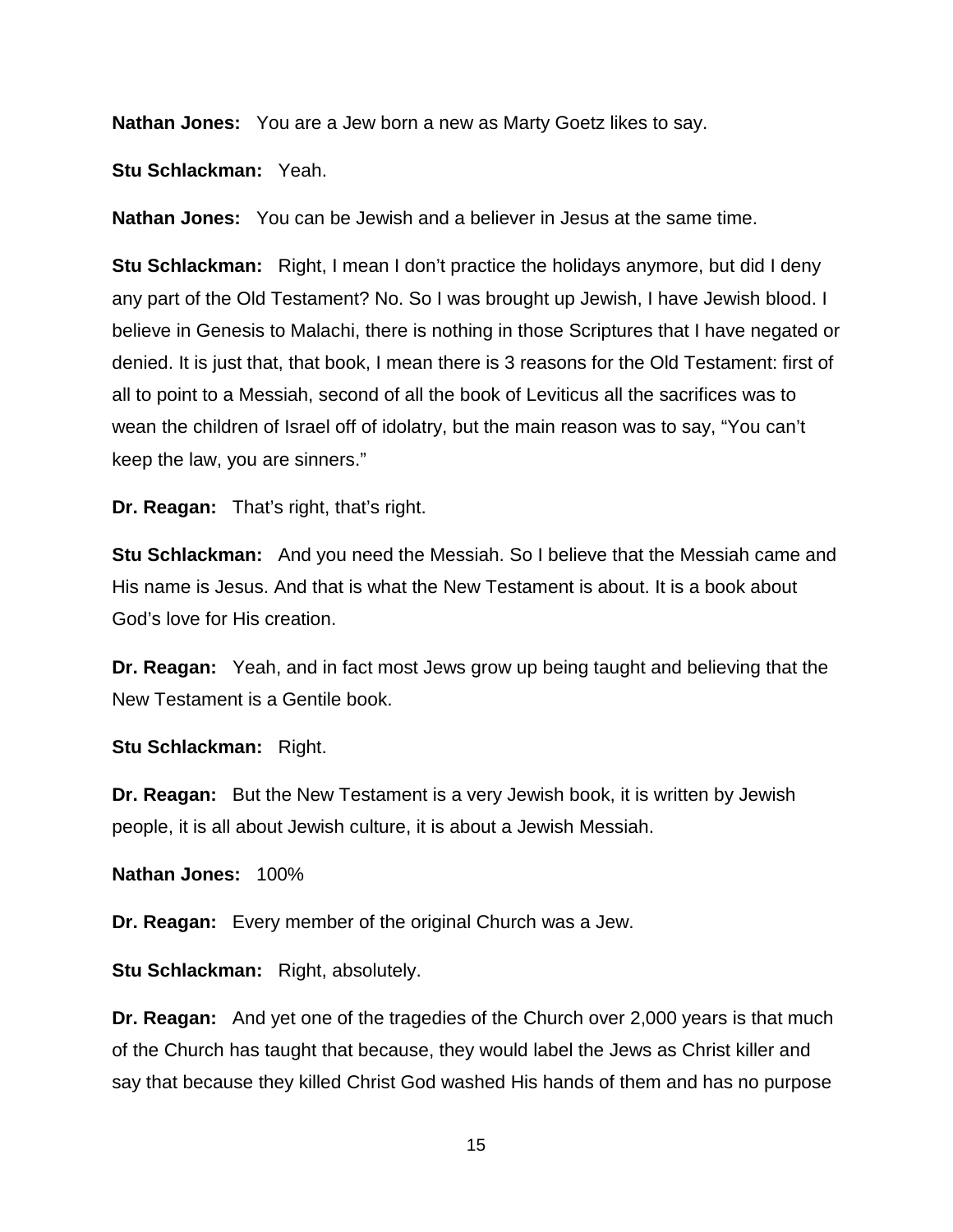**Nathan Jones:** You are a Jew born a new as Marty Goetz likes to say.

**Stu Schlackman:** Yeah.

**Nathan Jones:** You can be Jewish and a believer in Jesus at the same time.

**Stu Schlackman:** Right, I mean I don't practice the holidays anymore, but did I deny any part of the Old Testament? No. So I was brought up Jewish, I have Jewish blood. I believe in Genesis to Malachi, there is nothing in those Scriptures that I have negated or denied. It is just that, that book, I mean there is 3 reasons for the Old Testament: first of all to point to a Messiah, second of all the book of Leviticus all the sacrifices was to wean the children of Israel off of idolatry, but the main reason was to say, "You can't keep the law, you are sinners."

**Dr. Reagan:** That's right, that's right.

**Stu Schlackman:** And you need the Messiah. So I believe that the Messiah came and His name is Jesus. And that is what the New Testament is about. It is a book about God's love for His creation.

**Dr. Reagan:** Yeah, and in fact most Jews grow up being taught and believing that the New Testament is a Gentile book.

**Stu Schlackman:** Right.

**Dr. Reagan:** But the New Testament is a very Jewish book, it is written by Jewish people, it is all about Jewish culture, it is about a Jewish Messiah.

**Nathan Jones:** 100%

**Dr. Reagan:** Every member of the original Church was a Jew.

**Stu Schlackman:** Right, absolutely.

**Dr. Reagan:** And yet one of the tragedies of the Church over 2,000 years is that much of the Church has taught that because, they would label the Jews as Christ killer and say that because they killed Christ God washed His hands of them and has no purpose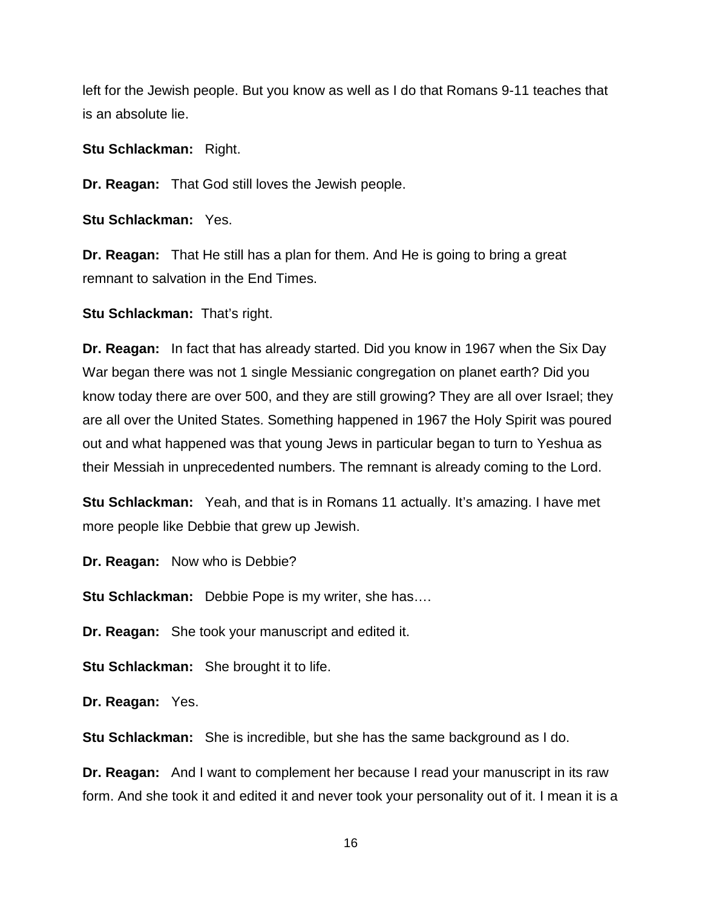left for the Jewish people. But you know as well as I do that Romans 9-11 teaches that is an absolute lie.

**Stu Schlackman:** Right.

**Dr. Reagan:** That God still loves the Jewish people.

**Stu Schlackman:** Yes.

**Dr. Reagan:** That He still has a plan for them. And He is going to bring a great remnant to salvation in the End Times.

**Stu Schlackman:** That's right.

**Dr. Reagan:** In fact that has already started. Did you know in 1967 when the Six Day War began there was not 1 single Messianic congregation on planet earth? Did you know today there are over 500, and they are still growing? They are all over Israel; they are all over the United States. Something happened in 1967 the Holy Spirit was poured out and what happened was that young Jews in particular began to turn to Yeshua as their Messiah in unprecedented numbers. The remnant is already coming to the Lord.

**Stu Schlackman:** Yeah, and that is in Romans 11 actually. It's amazing. I have met more people like Debbie that grew up Jewish.

**Dr. Reagan:** Now who is Debbie?

**Stu Schlackman:** Debbie Pope is my writer, she has….

**Dr. Reagan:** She took your manuscript and edited it.

**Stu Schlackman:** She brought it to life.

**Dr. Reagan:** Yes.

**Stu Schlackman:** She is incredible, but she has the same background as I do.

**Dr. Reagan:** And I want to complement her because I read your manuscript in its raw form. And she took it and edited it and never took your personality out of it. I mean it is a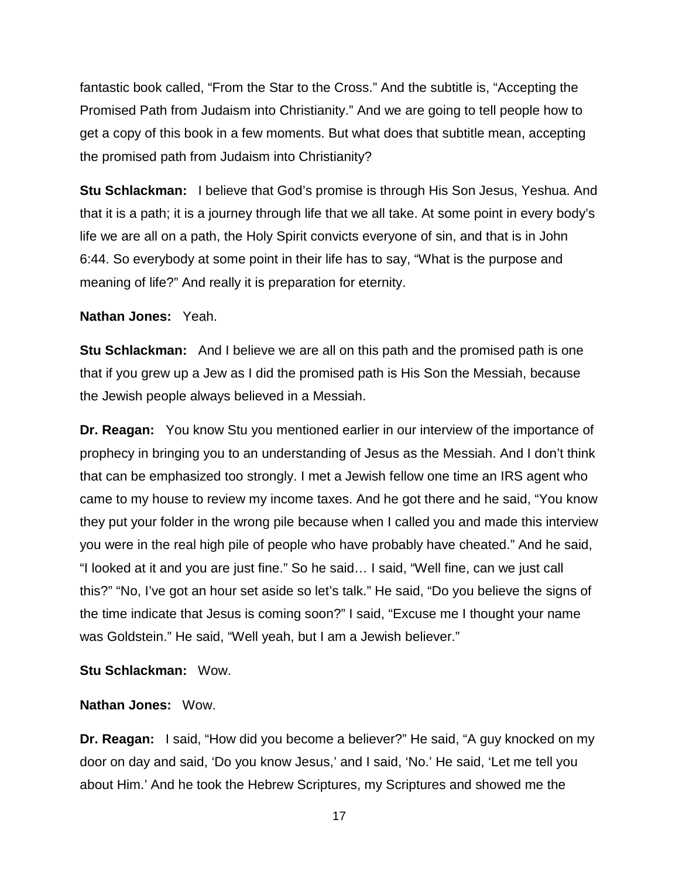fantastic book called, "From the Star to the Cross." And the subtitle is, "Accepting the Promised Path from Judaism into Christianity." And we are going to tell people how to get a copy of this book in a few moments. But what does that subtitle mean, accepting the promised path from Judaism into Christianity?

**Stu Schlackman:** I believe that God's promise is through His Son Jesus, Yeshua. And that it is a path; it is a journey through life that we all take. At some point in every body's life we are all on a path, the Holy Spirit convicts everyone of sin, and that is in John 6:44. So everybody at some point in their life has to say, "What is the purpose and meaning of life?" And really it is preparation for eternity.

**Nathan Jones:** Yeah.

**Stu Schlackman:** And I believe we are all on this path and the promised path is one that if you grew up a Jew as I did the promised path is His Son the Messiah, because the Jewish people always believed in a Messiah.

**Dr. Reagan:** You know Stu you mentioned earlier in our interview of the importance of prophecy in bringing you to an understanding of Jesus as the Messiah. And I don't think that can be emphasized too strongly. I met a Jewish fellow one time an IRS agent who came to my house to review my income taxes. And he got there and he said, "You know they put your folder in the wrong pile because when I called you and made this interview you were in the real high pile of people who have probably have cheated." And he said, "I looked at it and you are just fine." So he said… I said, "Well fine, can we just call this?" "No, I've got an hour set aside so let's talk." He said, "Do you believe the signs of the time indicate that Jesus is coming soon?" I said, "Excuse me I thought your name was Goldstein." He said, "Well yeah, but I am a Jewish believer."

**Stu Schlackman:** Wow.

**Nathan Jones:** Wow.

**Dr. Reagan:** I said, "How did you become a believer?" He said, "A guy knocked on my door on day and said, 'Do you know Jesus,' and I said, 'No.' He said, 'Let me tell you about Him.' And he took the Hebrew Scriptures, my Scriptures and showed me the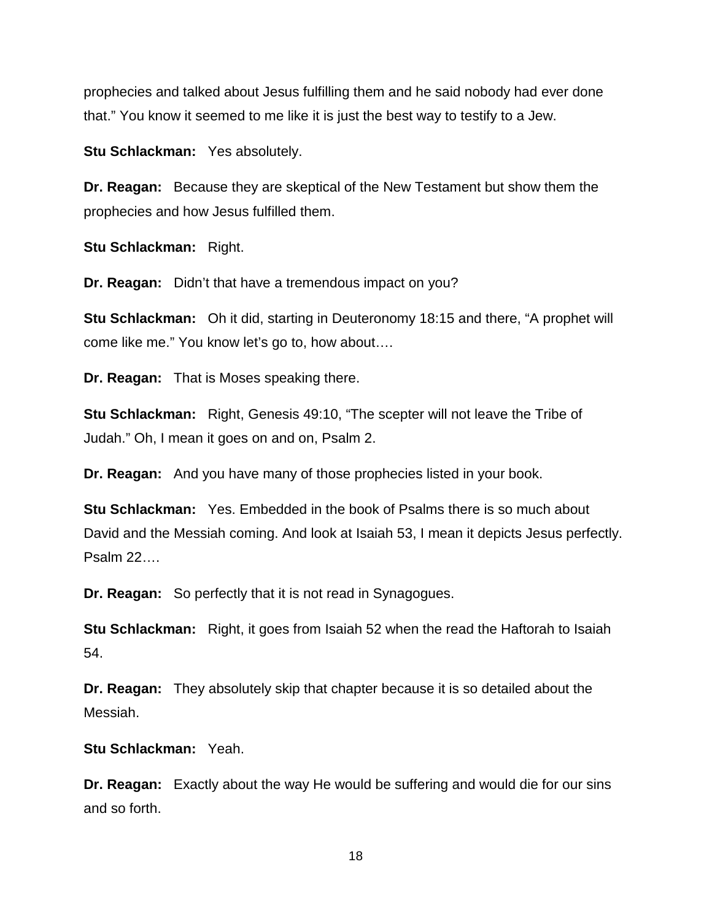prophecies and talked about Jesus fulfilling them and he said nobody had ever done that." You know it seemed to me like it is just the best way to testify to a Jew.

**Stu Schlackman:** Yes absolutely.

**Dr. Reagan:** Because they are skeptical of the New Testament but show them the prophecies and how Jesus fulfilled them.

**Stu Schlackman:** Right.

**Dr. Reagan:** Didn't that have a tremendous impact on you?

**Stu Schlackman:** Oh it did, starting in Deuteronomy 18:15 and there, "A prophet will come like me." You know let's go to, how about….

**Dr. Reagan:** That is Moses speaking there.

**Stu Schlackman:** Right, Genesis 49:10, "The scepter will not leave the Tribe of Judah." Oh, I mean it goes on and on, Psalm 2.

**Dr. Reagan:** And you have many of those prophecies listed in your book.

**Stu Schlackman:** Yes. Embedded in the book of Psalms there is so much about David and the Messiah coming. And look at Isaiah 53, I mean it depicts Jesus perfectly. Psalm 22….

**Dr. Reagan:** So perfectly that it is not read in Synagogues.

**Stu Schlackman:** Right, it goes from Isaiah 52 when the read the Haftorah to Isaiah 54.

**Dr. Reagan:** They absolutely skip that chapter because it is so detailed about the Messiah.

**Stu Schlackman:** Yeah.

**Dr. Reagan:** Exactly about the way He would be suffering and would die for our sins and so forth.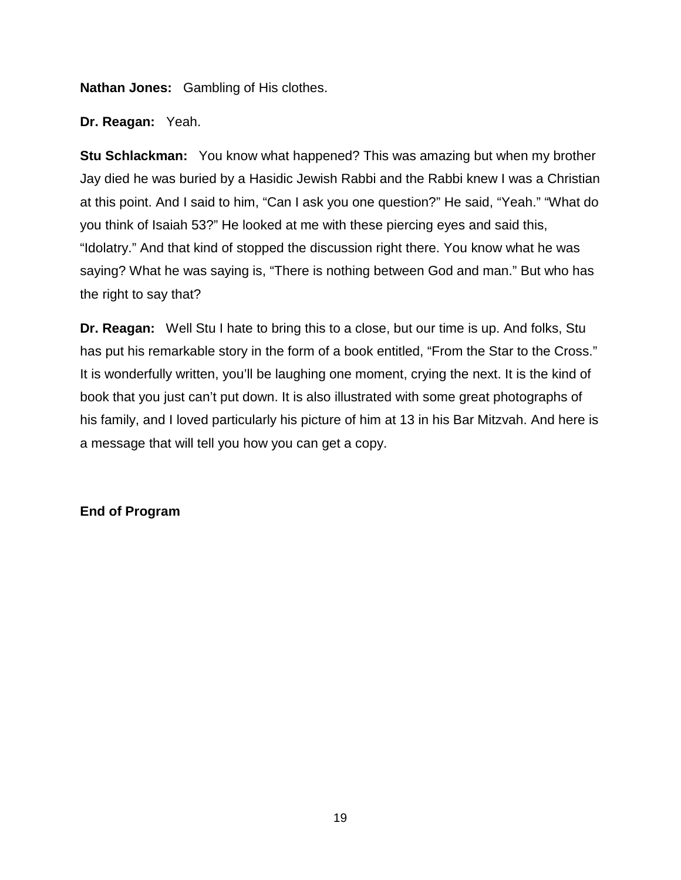**Nathan Jones:** Gambling of His clothes.

**Dr. Reagan:** Yeah.

**Stu Schlackman:** You know what happened? This was amazing but when my brother Jay died he was buried by a Hasidic Jewish Rabbi and the Rabbi knew I was a Christian at this point. And I said to him, "Can I ask you one question?" He said, "Yeah." "What do you think of Isaiah 53?" He looked at me with these piercing eyes and said this, "Idolatry." And that kind of stopped the discussion right there. You know what he was saying? What he was saying is, "There is nothing between God and man." But who has the right to say that?

**Dr. Reagan:** Well Stu I hate to bring this to a close, but our time is up. And folks, Stu has put his remarkable story in the form of a book entitled, "From the Star to the Cross." It is wonderfully written, you'll be laughing one moment, crying the next. It is the kind of book that you just can't put down. It is also illustrated with some great photographs of his family, and I loved particularly his picture of him at 13 in his Bar Mitzvah. And here is a message that will tell you how you can get a copy.

**End of Program**